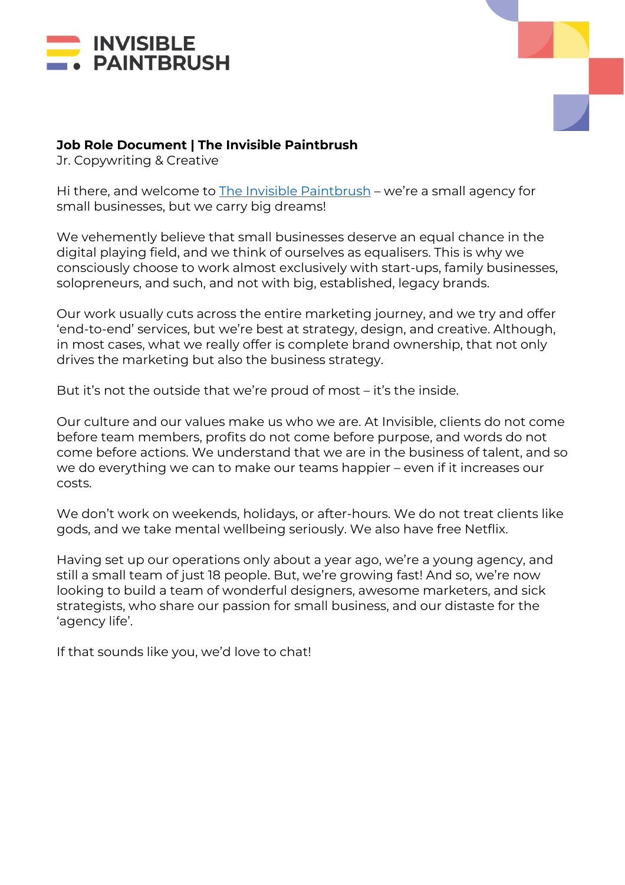INVISIBLE PAINTBRUSH

**Job Role Document | The Invisible Paintbrush**
Jr. Copywriting & Creative

Hi there, and welcome to [The Invisible Paintbrush]() – we're a small agency for small businesses, but we carry big dreams!

We vehemently believe that small businesses deserve an equal chance in the digital playing field, and we think of ourselves as equalisers. This is why we consciously choose to work almost exclusively with start-ups, family businesses, solopreneurs, and such, and not with big, established, legacy brands.

Our work usually cuts across the entire marketing journey, and we try and offer 'end-to-end' services, but we're best at strategy, design, and creative. Although, in most cases, what we really offer is complete brand ownership, that not only drives the marketing but also the business strategy.

But it's not the outside that we're proud of most – it's the inside.

Our culture and our values make us who we are. At Invisible, clients do not come before team members, profits do not come before purpose, and words do not come before actions. We understand that we are in the business of talent, and so we do everything we can to make our teams happier – even if it increases our costs.

We don't work on weekends, holidays, or after-hours. We do not treat clients like gods, and we take mental wellbeing seriously. We also have free Netflix.

Having set up our operations only about a year ago, we're a young agency, and still a small team of just 18 people. But, we're growing fast! And so, we're now looking to build a team of wonderful designers, awesome marketers, and sick strategists, who share our passion for small business, and our distaste for the 'agency life'.

If that sounds like you, we'd love to chat!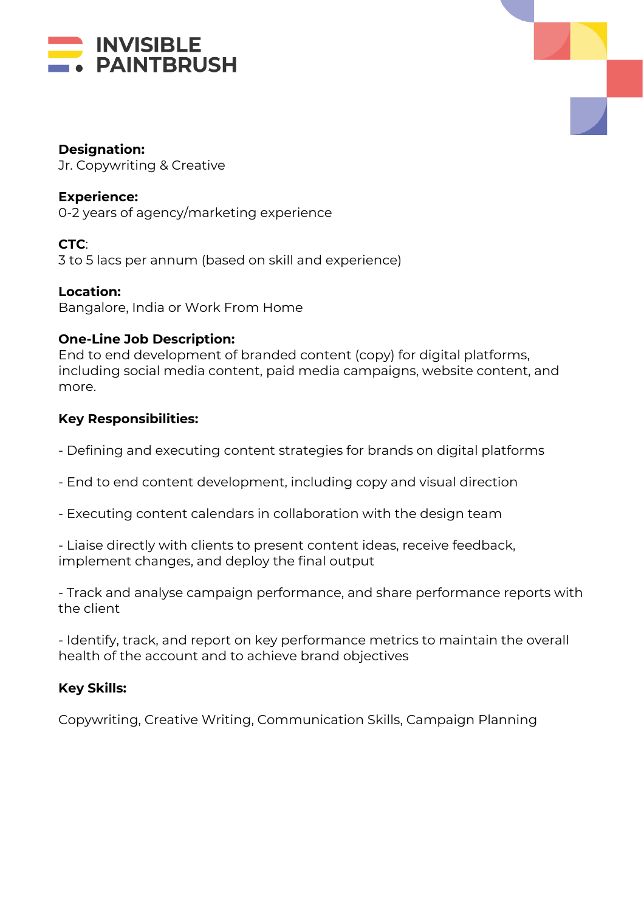INVISIBLE PAINTBRUSH

**Designation:**
Jr. Copywriting & Creative

**Experience:**
0-2 years of agency/marketing experience

**CTC**:
3 to 5 lacs per annum (based on skill and experience)

**Location:**
Bangalore, India or Work From Home

**One-Line Job Description:**
End to end development of branded content (copy) for digital platforms, including social media content, paid media campaigns, website content, and more.

**Key Responsibilities:**

- Defining and executing content strategies for brands on digital platforms

- End to end content development, including copy and visual direction

- Executing content calendars in collaboration with the design team

- Liaise directly with clients to present content ideas, receive feedback, implement changes, and deploy the final output

- Track and analyse campaign performance, and share performance reports with the client

- Identify, track, and report on key performance metrics to maintain the overall health of the account and to achieve brand objectives

**Key Skills:**

Copywriting, Creative Writing, Communication Skills, Campaign Planning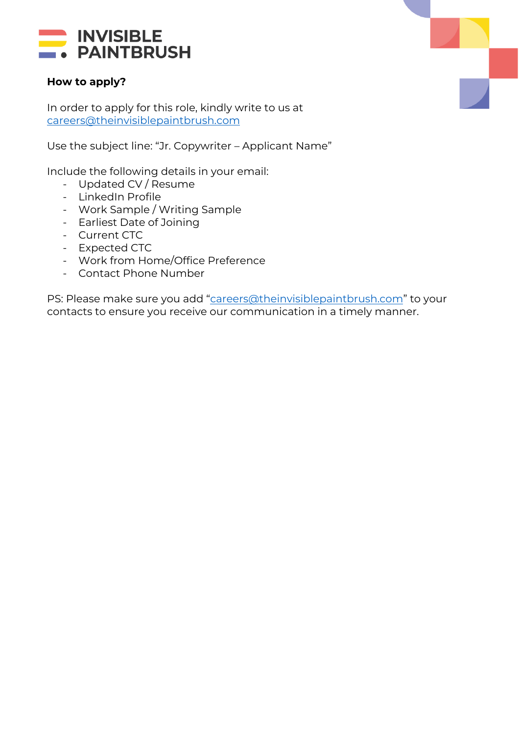**How to apply?**

In order to apply for this role, kindly write to us at careers@theinvisiblepaintbrush.com

Use the subject line: “Jr. Copywriter – Applicant Name”

Include the following details in your email:

- Updated CV / Resume
- LinkedIn Profile
- Work Sample / Writing Sample
- Earliest Date of Joining
- Current CTC
- Expected CTC
- Work from Home/Office Preference
- Contact Phone Number

PS: Please make sure you add “careers@theinvisiblepaintbrush.com” to your contacts to ensure you receive our communication in a timely manner.